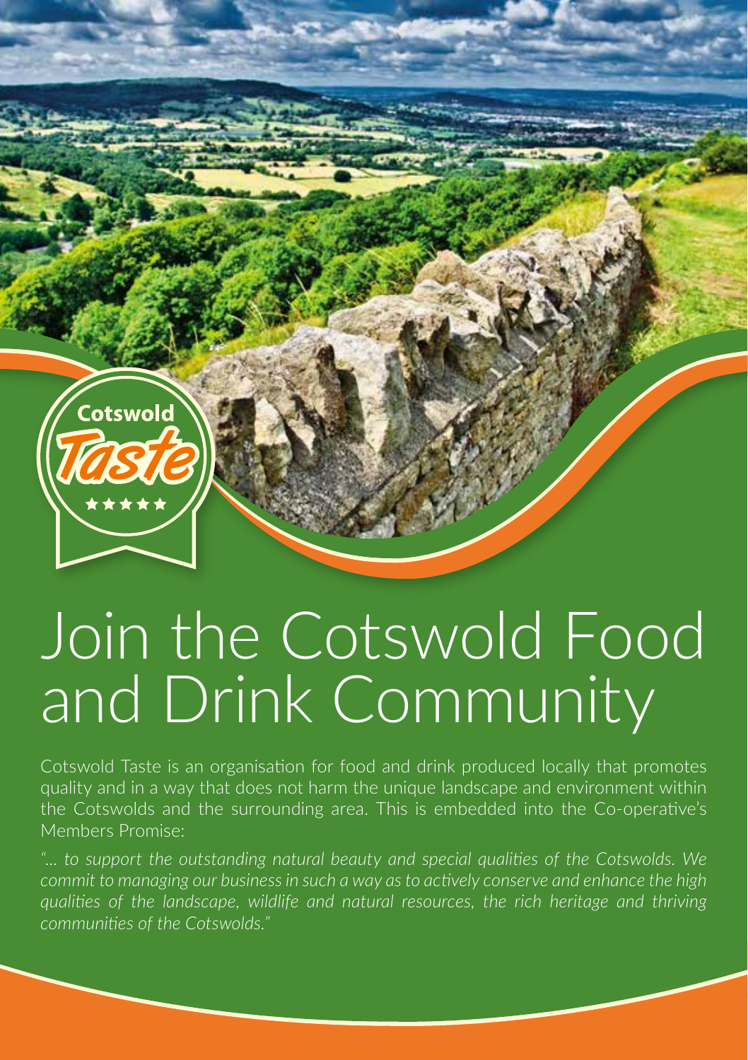Cotswold Taste

# Join the Cotswold Food and Drink Community

Cotswold Taste is an organisation for food and drink produced locally that promotes quality and in a way that does not harm the unique landscape and environment within the Cotswolds and the surrounding area. This is embedded into the Co-operative's Members Promise:

*"... to support the outstanding natural beauty and special qualities of the Cotswolds. We commit to managing our business in such a way as to actively conserve and enhance the high qualities of the landscape, wildlife and natural resources, the rich heritage and thriving communities of the Cotswolds."*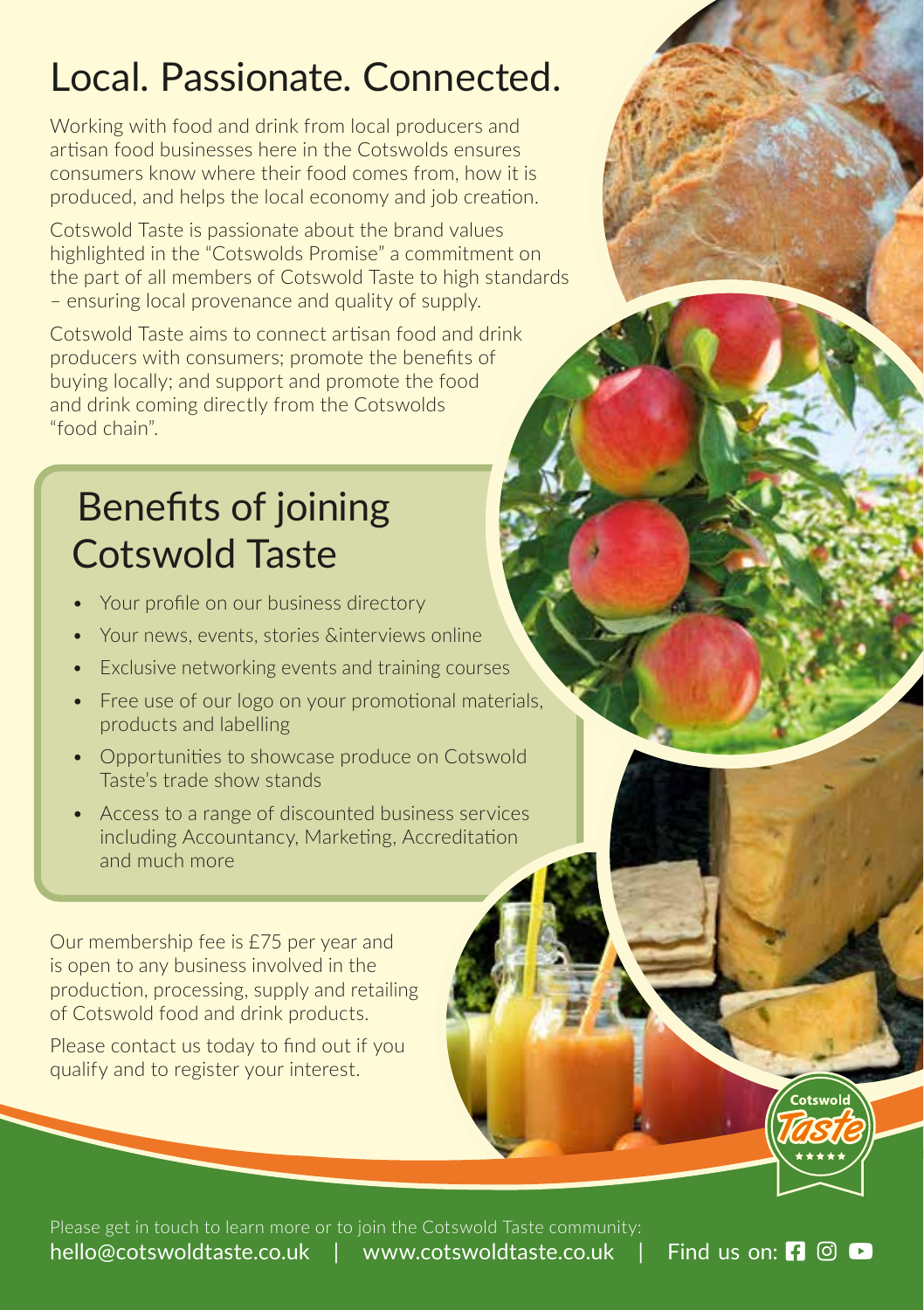# Local. Passionate. Connected.

Working with food and drink from local producers and artisan food businesses here in the Cotswolds ensures consumers know where their food comes from, how it is produced, and helps the local economy and job creation.

Cotswold Taste is passionate about the brand values highlighted in the "Cotswolds Promise" a commitment on the part of all members of Cotswold Taste to high standards – ensuring local provenance and quality of supply.

Cotswold Taste aims to connect artisan food and drink producers with consumers; promote the benefits of buying locally; and support and promote the food and drink coming directly from the Cotswolds "food chain".

## Benefits of joining Cotswold Taste

- Your profile on our business directory
- Your news, events, stories &interviews online
- Exclusive networking events and training courses
- Free use of our logo on your promotional materials, products and labelling
- Opportunities to showcase produce on Cotswold Taste's trade show stands
- Access to a range of discounted business services including Accountancy, Marketing, Accreditation and much more

Our membership fee is £75 per year and is open to any business involved in the production, processing, supply and retailing of Cotswold food and drink products.

Please contact us today to find out if you qualify and to register your interest.

Cotswold Taste

Please get in touch to learn more or to join the Cotswold Taste community:
hello@cotswoldtaste.co.uk | www.cotswoldtaste.co.uk | Find us on: